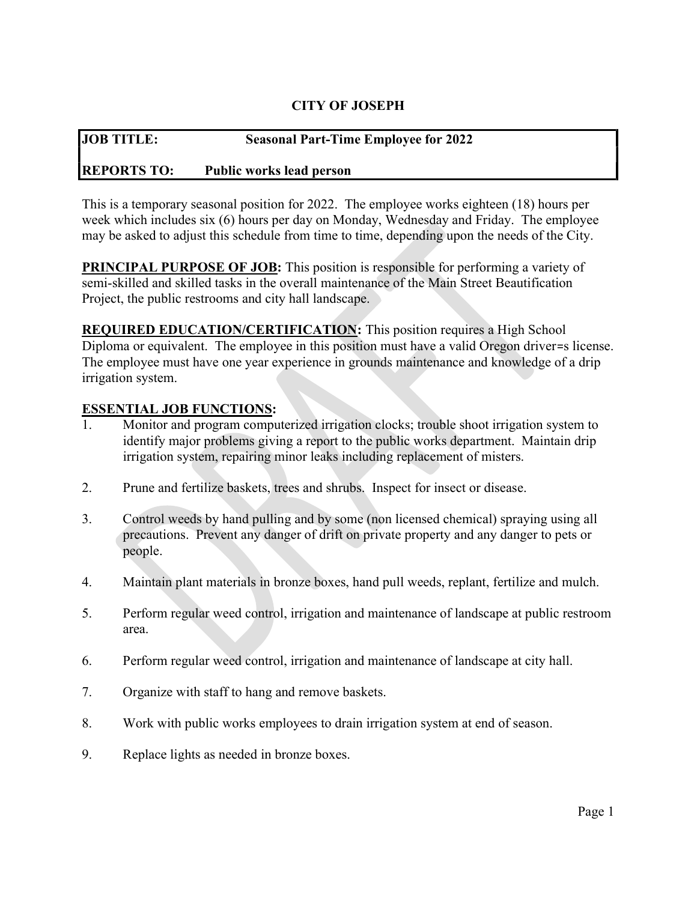# CITY OF JOSEPH

| **JOB TITLE:** | **Seasonal Part-Time Employee for 2022** |
|---|---|
| **REPORTS TO:** | **Public works lead person** |

This is a temporary seasonal position for 2022. The employee works eighteen (18) hours per week which includes six (6) hours per day on Monday, Wednesday and Friday. The employee may be asked to adjust this schedule from time to time, depending upon the needs of the City.

**PRINCIPAL PURPOSE OF JOB:** This position is responsible for performing a variety of semi-skilled and skilled tasks in the overall maintenance of the Main Street Beautification Project, the public restrooms and city hall landscape.

**REQUIRED EDUCATION/CERTIFICATION:** This position requires a High School Diploma or equivalent. The employee in this position must have a valid Oregon driver=s license. The employee must have one year experience in grounds maintenance and knowledge of a drip irrigation system.

**ESSENTIAL JOB FUNCTIONS:**

1. Monitor and program computerized irrigation clocks; trouble shoot irrigation system to identify major problems giving a report to the public works department. Maintain drip irrigation system, repairing minor leaks including replacement of misters.

2. Prune and fertilize baskets, trees and shrubs. Inspect for insect or disease.

3. Control weeds by hand pulling and by some (non licensed chemical) spraying using all precautions. Prevent any danger of drift on private property and any danger to pets or people.

4. Maintain plant materials in bronze boxes, hand pull weeds, replant, fertilize and mulch.

5. Perform regular weed control, irrigation and maintenance of landscape at public restroom area.

6. Perform regular weed control, irrigation and maintenance of landscape at city hall.

7. Organize with staff to hang and remove baskets.

8. Work with public works employees to drain irrigation system at end of season.

9. Replace lights as needed in bronze boxes.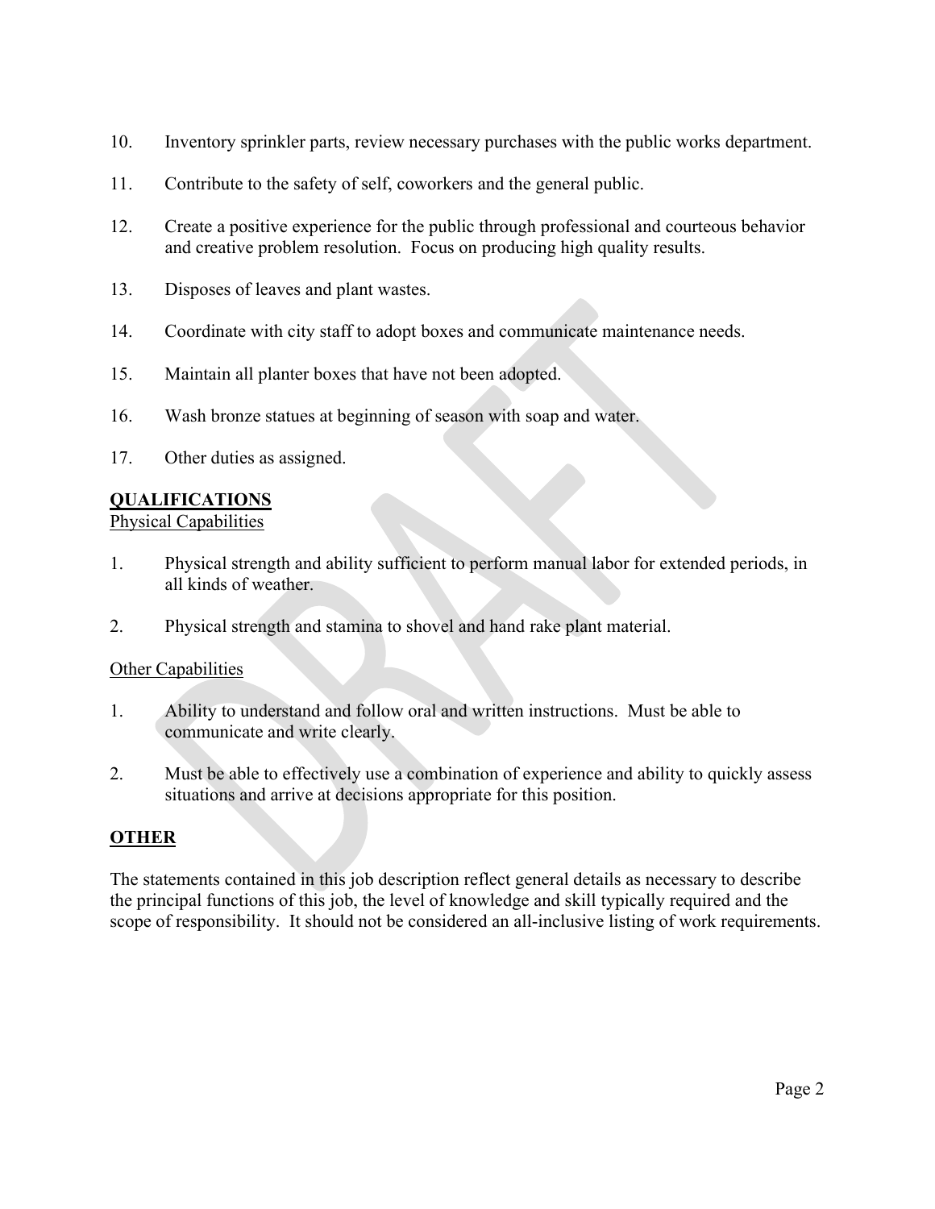10. Inventory sprinkler parts, review necessary purchases with the public works department.

11. Contribute to the safety of self, coworkers and the general public.

12. Create a positive experience for the public through professional and courteous behavior and creative problem resolution. Focus on producing high quality results.

13. Disposes of leaves and plant wastes.

14. Coordinate with city staff to adopt boxes and communicate maintenance needs.

15. Maintain all planter boxes that have not been adopted.

16. Wash bronze statues at beginning of season with soap and water.

17. Other duties as assigned.

## QUALIFICATIONS

Physical Capabilities

1. Physical strength and ability sufficient to perform manual labor for extended periods, in all kinds of weather.

2. Physical strength and stamina to shovel and hand rake plant material.

Other Capabilities

1. Ability to understand and follow oral and written instructions. Must be able to communicate and write clearly.

2. Must be able to effectively use a combination of experience and ability to quickly assess situations and arrive at decisions appropriate for this position.

## OTHER

The statements contained in this job description reflect general details as necessary to describe the principal functions of this job, the level of knowledge and skill typically required and the scope of responsibility. It should not be considered an all-inclusive listing of work requirements.